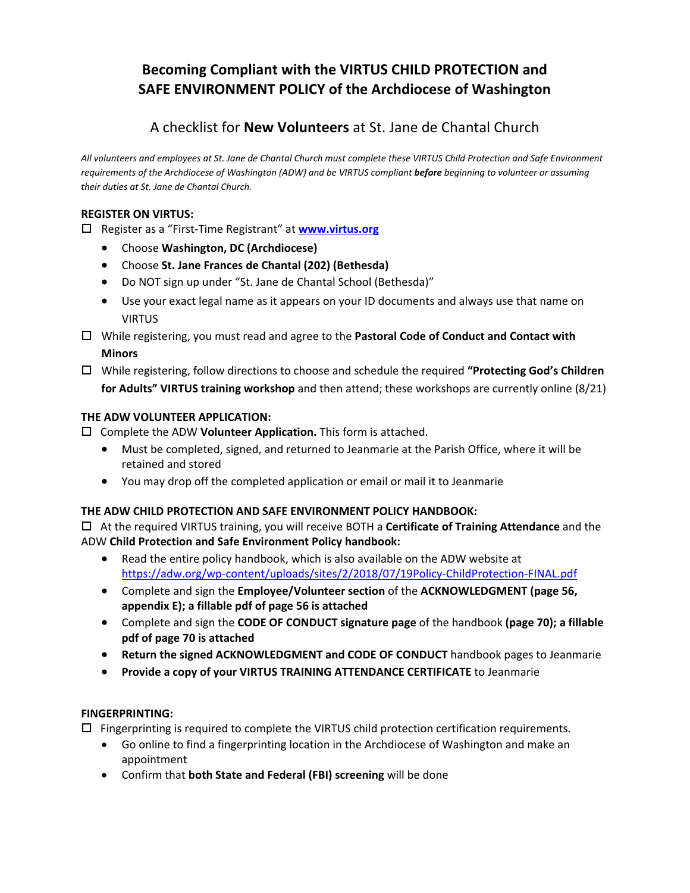# Becoming Compliant with the VIRTUS CHILD PROTECTION and SAFE ENVIRONMENT POLICY of the Archdiocese of Washington

## A checklist for **New Volunteers** at St. Jane de Chantal Church

*All volunteers and employees at St. Jane de Chantal Church must complete these VIRTUS Child Protection and Safe Environment requirements of the Archdiocese of Washington (ADW) and be VIRTUS compliant **before** beginning to volunteer or assuming their duties at St. Jane de Chantal Church.*

**REGISTER ON VIRTUS:**

- ☐ Register as a "First-Time Registrant" at **[www.virtus.org](http://www.virtus.org)**
  - Choose **Washington, DC (Archdiocese)**
  - Choose **St. Jane Frances de Chantal (202) (Bethesda)**
  - Do NOT sign up under "St. Jane de Chantal School (Bethesda)"
  - Use your exact legal name as it appears on your ID documents and always use that name on VIRTUS
- ☐ While registering, you must read and agree to the **Pastoral Code of Conduct and Contact with Minors**
- ☐ While registering, follow directions to choose and schedule the required **"Protecting God's Children for Adults" VIRTUS training workshop** and then attend; these workshops are currently online (8/21)

**THE ADW VOLUNTEER APPLICATION:**

- ☐ Complete the ADW **Volunteer Application.** This form is attached.
  - Must be completed, signed, and returned to Jeanmarie at the Parish Office, where it will be retained and stored
  - You may drop off the completed application or email or mail it to Jeanmarie

**THE ADW CHILD PROTECTION AND SAFE ENVIRONMENT POLICY HANDBOOK:**

- ☐ At the required VIRTUS training, you will receive BOTH a **Certificate of Training Attendance** and the ADW **Child Protection and Safe Environment Policy handbook:**
  - Read the entire policy handbook, which is also available on the ADW website at https://adw.org/wp-content/uploads/sites/2/2018/07/19Policy-ChildProtection-FINAL.pdf
  - Complete and sign the **Employee/Volunteer section** of the **ACKNOWLEDGMENT (page 56, appendix E); a fillable pdf of page 56 is attached**
  - Complete and sign the **CODE OF CONDUCT signature page** of the handbook **(page 70); a fillable pdf of page 70 is attached**
  - **Return the signed ACKNOWLEDGMENT and CODE OF CONDUCT** handbook pages to Jeanmarie
  - **Provide a copy of your VIRTUS TRAINING ATTENDANCE CERTIFICATE** to Jeanmarie

**FINGERPRINTING:**

- ☐ Fingerprinting is required to complete the VIRTUS child protection certification requirements.
  - Go online to find a fingerprinting location in the Archdiocese of Washington and make an appointment
  - Confirm that **both State and Federal (FBI) screening** will be done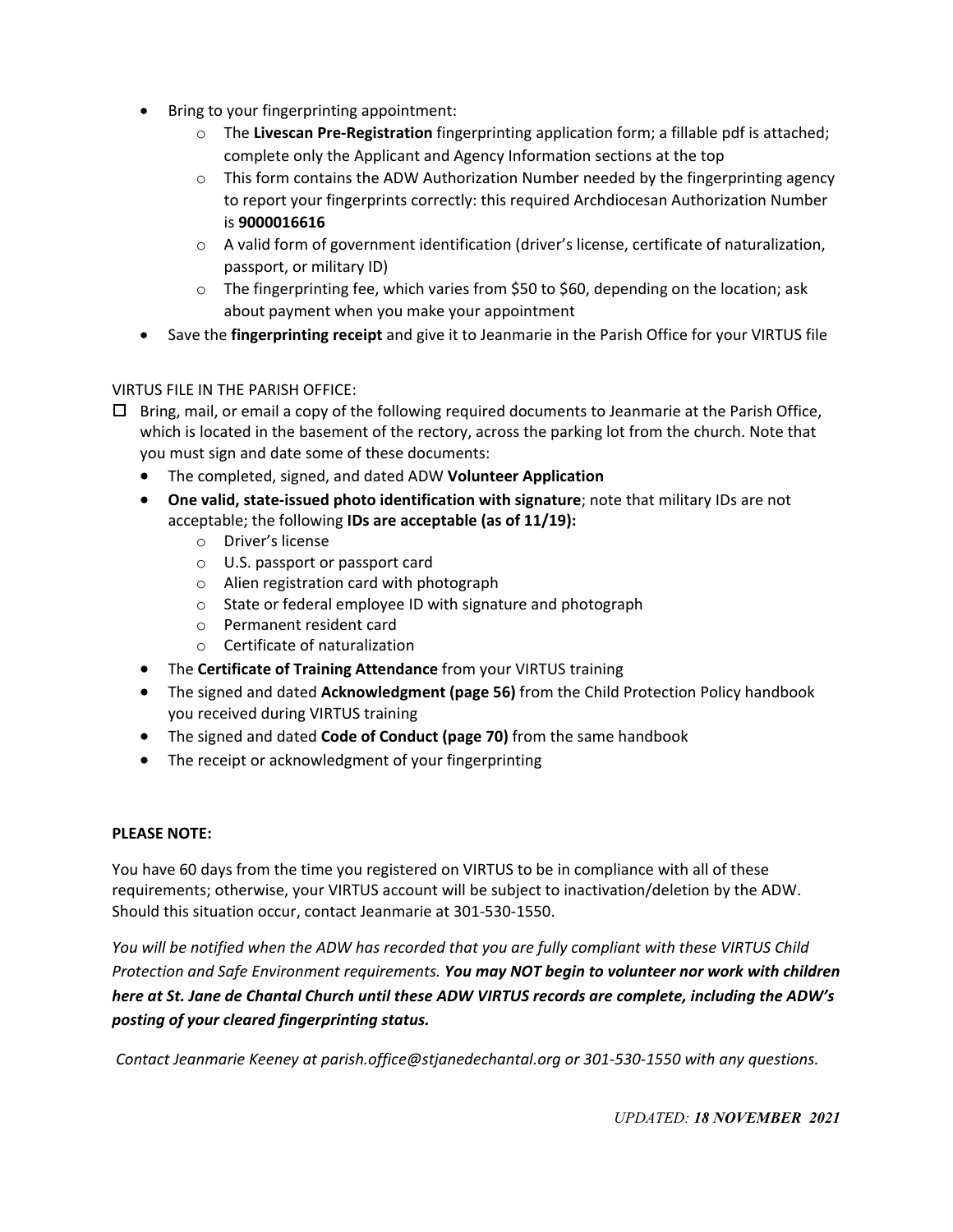- Bring to your fingerprinting appointment:
  - The **Livescan Pre-Registration** fingerprinting application form; a fillable pdf is attached; complete only the Applicant and Agency Information sections at the top
  - This form contains the ADW Authorization Number needed by the fingerprinting agency to report your fingerprints correctly: this required Archdiocesan Authorization Number is **9000016616**
  - A valid form of government identification (driver's license, certificate of naturalization, passport, or military ID)
  - The fingerprinting fee, which varies from $50 to $60, depending on the location; ask about payment when you make your appointment
- Save the **fingerprinting receipt** and give it to Jeanmarie in the Parish Office for your VIRTUS file

VIRTUS FILE IN THE PARISH OFFICE:

☐ Bring, mail, or email a copy of the following required documents to Jeanmarie at the Parish Office, which is located in the basement of the rectory, across the parking lot from the church. Note that you must sign and date some of these documents:

- The completed, signed, and dated ADW **Volunteer Application**
- **One valid, state-issued photo identification with signature**; note that military IDs are not acceptable; the following **IDs are acceptable (as of 11/19):**
  - Driver's license
  - U.S. passport or passport card
  - Alien registration card with photograph
  - State or federal employee ID with signature and photograph
  - Permanent resident card
  - Certificate of naturalization
- The **Certificate of Training Attendance** from your VIRTUS training
- The signed and dated **Acknowledgment (page 56)** from the Child Protection Policy handbook you received during VIRTUS training
- The signed and dated **Code of Conduct (page 70)** from the same handbook
- The receipt or acknowledgment of your fingerprinting

**PLEASE NOTE:**

You have 60 days from the time you registered on VIRTUS to be in compliance with all of these requirements; otherwise, your VIRTUS account will be subject to inactivation/deletion by the ADW. Should this situation occur, contact Jeanmarie at 301-530-1550.

*You will be notified when the ADW has recorded that you are fully compliant with these VIRTUS Child Protection and Safe Environment requirements.* ***You may NOT begin to volunteer nor work with children here at St. Jane de Chantal Church until these ADW VIRTUS records are complete, including the ADW's posting of your cleared fingerprinting status.***

*Contact Jeanmarie Keeney at parish.office@stjanedechantal.org or 301-530-1550 with any questions.*

*UPDATED:* ***18 NOVEMBER 2021***